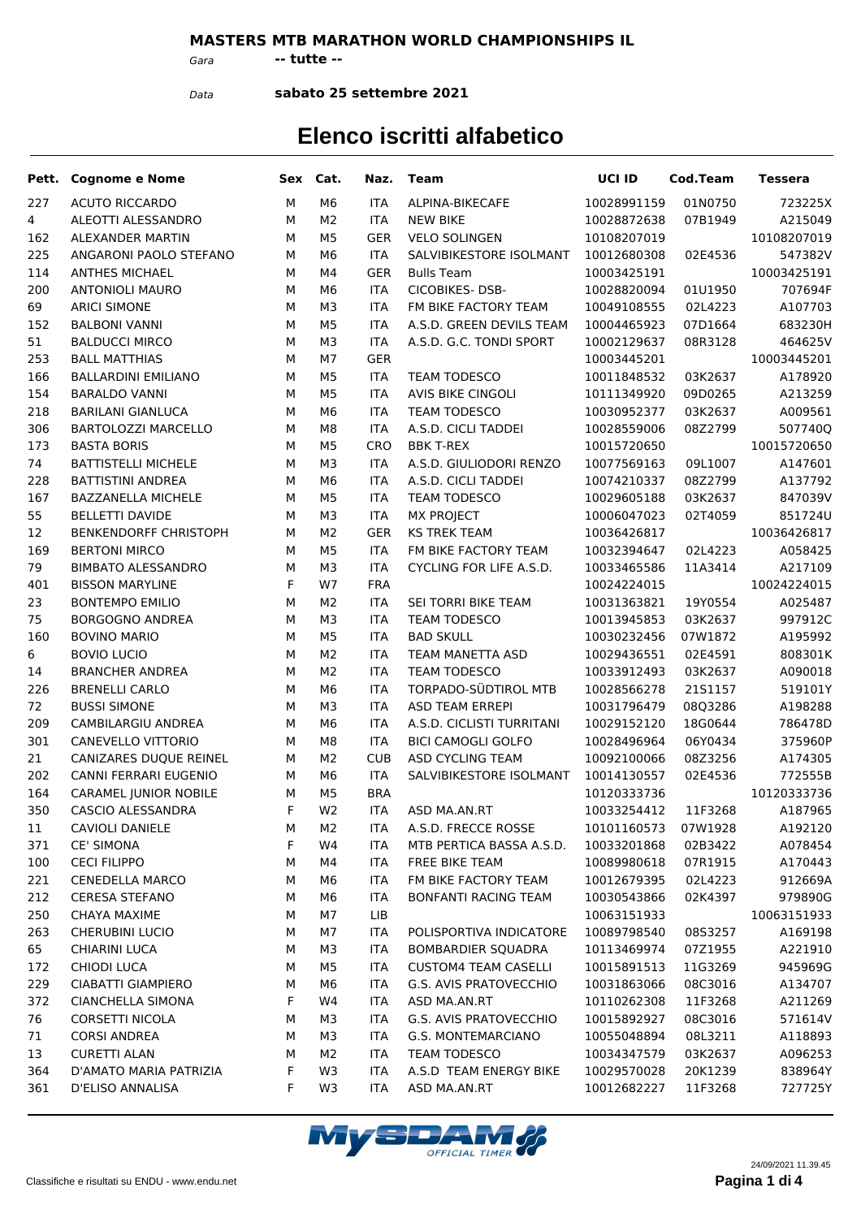**MASTERS MTB MARATHON WORLD CHAMPIONSHIPS IL**

*Gara* **-- tutte --**

*Data* **sabato 25 settembre 2021**

# Elenco iscritti alfabetico

| Pett. | Cognome e Nome | Sex | Cat. | Naz. | Team | UCI ID | Cod.Team | Tessera |
|---|---|---|---|---|---|---|---|---|
| 227 | ACUTO RICCARDO | M | M6 | ITA | ALPINA-BIKECAFE | 10028991159 | 01N0750 | 723225X |
| 4 | ALEOTTI ALESSANDRO | M | M2 | ITA | NEW BIKE | 10028872638 | 07B1949 | A215049 |
| 162 | ALEXANDER MARTIN | M | M5 | GER | VELO SOLINGEN | 10108207019 | | 10108207019 |
| 225 | ANGARONI PAOLO STEFANO | M | M6 | ITA | SALVIBIKESTORE ISOLMANT | 10012680308 | 02E4536 | 547382V |
| 114 | ANTHES MICHAEL | M | M4 | GER | Bulls Team | 10003425191 | | 10003425191 |
| 200 | ANTONIOLI MAURO | M | M6 | ITA | CICOBIKES- DSB- | 10028820094 | 01U1950 | 707694F |
| 69 | ARICI SIMONE | M | M3 | ITA | FM BIKE FACTORY TEAM | 10049108555 | 02L4223 | A107703 |
| 152 | BALBONI VANNI | M | M5 | ITA | A.S.D. GREEN DEVILS TEAM | 10004465923 | 07D1664 | 683230H |
| 51 | BALDUCCI MIRCO | M | M3 | ITA | A.S.D. G.C. TONDI SPORT | 10002129637 | 08R3128 | 464625V |
| 253 | BALL MATTHIAS | M | M7 | GER | | 10003445201 | | 10003445201 |
| 166 | BALLARDINI EMILIANO | M | M5 | ITA | TEAM TODESCO | 10011848532 | 03K2637 | A178920 |
| 154 | BARALDO VANNI | M | M5 | ITA | AVIS BIKE CINGOLI | 10111349920 | 09D0265 | A213259 |
| 218 | BARILANI GIANLUCA | M | M6 | ITA | TEAM TODESCO | 10030952377 | 03K2637 | A009561 |
| 306 | BARTOLOZZI MARCELLO | M | M8 | ITA | A.S.D. CICLI TADDEI | 10028559006 | 08Z2799 | 507740Q |
| 173 | BASTA BORIS | M | M5 | CRO | BBK T-REX | 10015720650 | | 10015720650 |
| 74 | BATTISTELLI MICHELE | M | M3 | ITA | A.S.D. GIULIODORI RENZO | 10077569163 | 09L1007 | A147601 |
| 228 | BATTISTINI ANDREA | M | M6 | ITA | A.S.D. CICLI TADDEI | 10074210337 | 08Z2799 | A137792 |
| 167 | BAZZANELLA MICHELE | M | M5 | ITA | TEAM TODESCO | 10029605188 | 03K2637 | 847039V |
| 55 | BELLETTI DAVIDE | M | M3 | ITA | MX PROJECT | 10006047023 | 02T4059 | 851724U |
| 12 | BENKENDORFF CHRISTOPH | M | M2 | GER | KS TREK TEAM | 10036426817 | | 10036426817 |
| 169 | BERTONI MIRCO | M | M5 | ITA | FM BIKE FACTORY TEAM | 10032394647 | 02L4223 | A058425 |
| 79 | BIMBATO ALESSANDRO | M | M3 | ITA | CYCLING FOR LIFE A.S.D. | 10033465586 | 11A3414 | A217109 |
| 401 | BISSON MARYLINE | F | W7 | FRA | | 10024224015 | | 10024224015 |
| 23 | BONTEMPO EMILIO | M | M2 | ITA | SEI TORRI BIKE TEAM | 10031363821 | 19Y0554 | A025487 |
| 75 | BORGOGNO ANDREA | M | M3 | ITA | TEAM TODESCO | 10013945853 | 03K2637 | 997912C |
| 160 | BOVINO MARIO | M | M5 | ITA | BAD SKULL | 10030232456 | 07W1872 | A195992 |
| 6 | BOVIO LUCIO | M | M2 | ITA | TEAM MANETTA ASD | 10029436551 | 02E4591 | 808301K |
| 14 | BRANCHER ANDREA | M | M2 | ITA | TEAM TODESCO | 10033912493 | 03K2637 | A090018 |
| 226 | BRENELLI CARLO | M | M6 | ITA | TORPADO-SÜDTIROL MTB | 10028566278 | 21S1157 | 519101Y |
| 72 | BUSSI SIMONE | M | M3 | ITA | ASD TEAM ERREPI | 10031796479 | 08Q3286 | A198288 |
| 209 | CAMBILARGIU ANDREA | M | M6 | ITA | A.S.D. CICLISTI TURRITANI | 10029152120 | 18G0644 | 786478D |
| 301 | CANEVELLO VITTORIO | M | M8 | ITA | BICI CAMOGLI GOLFO | 10028496964 | 06Y0434 | 375960P |
| 21 | CANIZARES DUQUE REINEL | M | M2 | CUB | ASD CYCLING TEAM | 10092100066 | 08Z3256 | A174305 |
| 202 | CANNI FERRARI EUGENIO | M | M6 | ITA | SALVIBIKESTORE ISOLMANT | 10014130557 | 02E4536 | 772555B |
| 164 | CARAMEL JUNIOR NOBILE | M | M5 | BRA | | 10120333736 | | 10120333736 |
| 350 | CASCIO ALESSANDRA | F | W2 | ITA | ASD MA.AN.RT | 10033254412 | 11F3268 | A187965 |
| 11 | CAVIOLI DANIELE | M | M2 | ITA | A.S.D. FRECCE ROSSE | 10101160573 | 07W1928 | A192120 |
| 371 | CE' SIMONA | F | W4 | ITA | MTB PERTICA BASSA A.S.D. | 10033201868 | 02B3422 | A078454 |
| 100 | CECI FILIPPO | M | M4 | ITA | FREE BIKE TEAM | 10089980618 | 07R1915 | A170443 |
| 221 | CENEDELLA MARCO | M | M6 | ITA | FM BIKE FACTORY TEAM | 10012679395 | 02L4223 | 912669A |
| 212 | CERESA STEFANO | M | M6 | ITA | BONFANTI RACING TEAM | 10030543866 | 02K4397 | 979890G |
| 250 | CHAYA MAXIME | M | M7 | LIB | | 10063151933 | | 10063151933 |
| 263 | CHERUBINI LUCIO | M | M7 | ITA | POLISPORTIVA INDICATORE | 10089798540 | 08S3257 | A169198 |
| 65 | CHIARINI LUCA | M | M3 | ITA | BOMBARDIER SQUADRA | 10113469974 | 07Z1955 | A221910 |
| 172 | CHIODI LUCA | M | M5 | ITA | CUSTOM4 TEAM CASELLI | 10015891513 | 11G3269 | 945969G |
| 229 | CIABATTI GIAMPIERO | M | M6 | ITA | G.S. AVIS PRATOVECCHIO | 10031863066 | 08C3016 | A134707 |
| 372 | CIANCHELLA SIMONA | F | W4 | ITA | ASD MA.AN.RT | 10110262308 | 11F3268 | A211269 |
| 76 | CORSETTI NICOLA | M | M3 | ITA | G.S. AVIS PRATOVECCHIO | 10015892927 | 08C3016 | 571614V |
| 71 | CORSI ANDREA | M | M3 | ITA | G.S. MONTEMARCIANO | 10055048894 | 08L3211 | A118893 |
| 13 | CURETTI ALAN | M | M2 | ITA | TEAM TODESCO | 10034347579 | 03K2637 | A096253 |
| 364 | D'AMATO MARIA PATRIZIA | F | W3 | ITA | A.S.D TEAM ENERGY BIKE | 10029570028 | 20K1239 | 838964Y |
| 361 | D'ELISO ANNALISA | F | W3 | ITA | ASD MA.AN.RT | 10012682227 | 11F3268 | 727725Y |

Classifiche e risultati su ENDU - www.endu.net

24/09/2021 11.39.45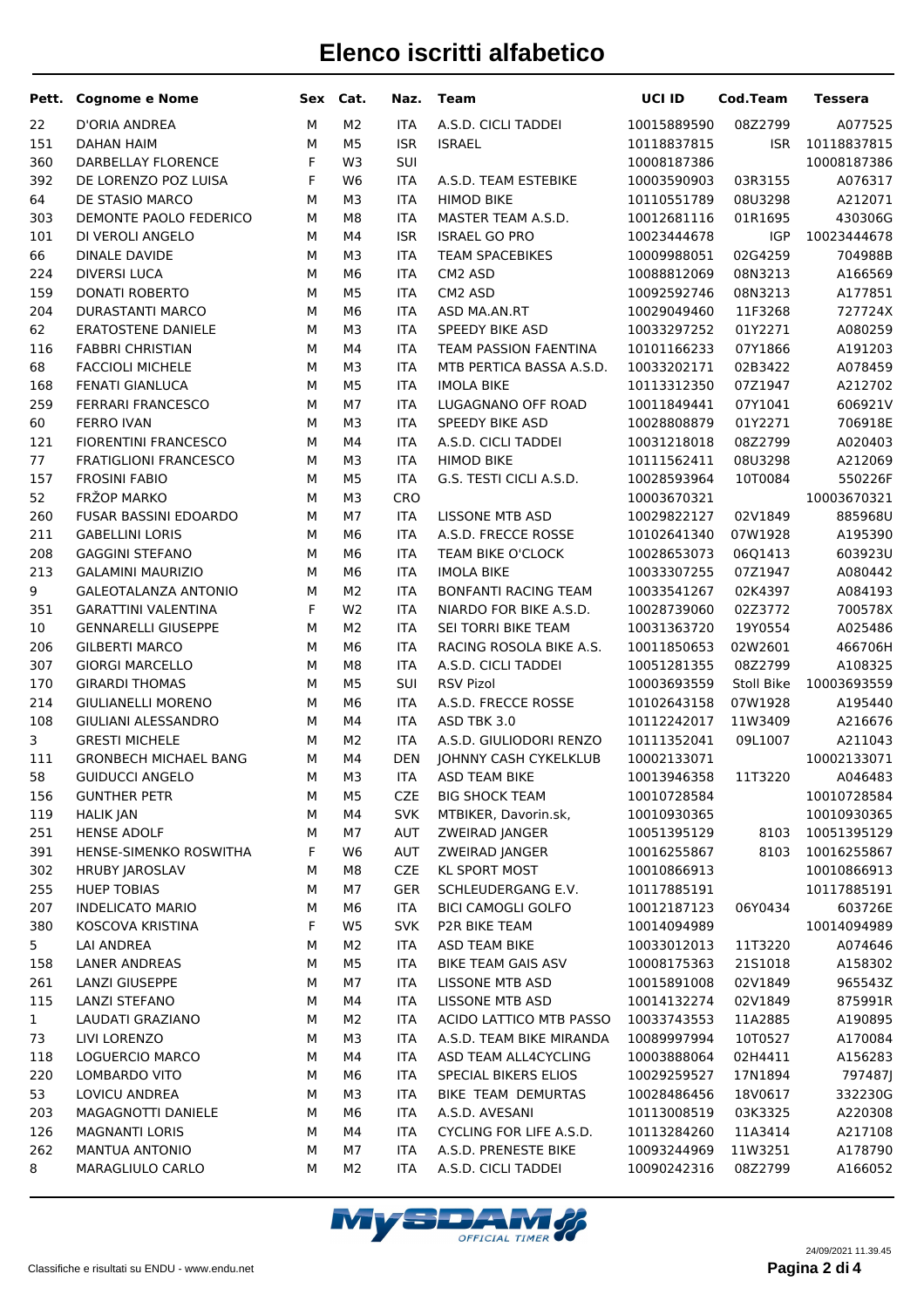# Elenco iscritti alfabetico

| Pett. | Cognome e Nome | Sex | Cat. | Naz. | Team | UCI ID | Cod.Team | Tessera |
|---|---|---|---|---|---|---|---|---|
| 22 | D'ORIA ANDREA | M | M2 | ITA | A.S.D. CICLI TADDEI | 10015889590 | 08Z2799 | A077525 |
| 151 | DAHAN HAIM | M | M5 | ISR | ISRAEL | 10118837815 | ISR | 10118837815 |
| 360 | DARBELLAY FLORENCE | F | W3 | SUI | | 10008187386 | | 10008187386 |
| 392 | DE LORENZO POZ LUISA | F | W6 | ITA | A.S.D. TEAM ESTEBIKE | 10003590903 | 03R3155 | A076317 |
| 64 | DE STASIO MARCO | M | M3 | ITA | HIMOD BIKE | 10110551789 | 08U3298 | A212071 |
| 303 | DEMONTE PAOLO FEDERICO | M | M8 | ITA | MASTER TEAM A.S.D. | 10012681116 | 01R1695 | 430306G |
| 101 | DI VEROLI ANGELO | M | M4 | ISR | ISRAEL GO PRO | 10023444678 | IGP | 10023444678 |
| 66 | DINALE DAVIDE | M | M3 | ITA | TEAM SPACEBIKES | 10009988051 | 02G4259 | 704988B |
| 224 | DIVERSI LUCA | M | M6 | ITA | CM2 ASD | 10088812069 | 08N3213 | A166569 |
| 159 | DONATI ROBERTO | M | M5 | ITA | CM2 ASD | 10092592746 | 08N3213 | A177851 |
| 204 | DURASTANTI MARCO | M | M6 | ITA | ASD MA.AN.RT | 10029049460 | 11F3268 | 727724X |
| 62 | ERATOSTENE DANIELE | M | M3 | ITA | SPEEDY BIKE ASD | 10033297252 | 01Y2271 | A080259 |
| 116 | FABBRI CHRISTIAN | M | M4 | ITA | TEAM PASSION FAENTINA | 10101166233 | 07Y1866 | A191203 |
| 68 | FACCIOLI MICHELE | M | M3 | ITA | MTB PERTICA BASSA A.S.D. | 10033202171 | 02B3422 | A078459 |
| 168 | FENATI GIANLUCA | M | M5 | ITA | IMOLA BIKE | 10113312350 | 07Z1947 | A212702 |
| 259 | FERRARI FRANCESCO | M | M7 | ITA | LUGAGNANO OFF ROAD | 10011849441 | 07Y1041 | 606921V |
| 60 | FERRO IVAN | M | M3 | ITA | SPEEDY BIKE ASD | 10028808879 | 01Y2271 | 706918E |
| 121 | FIORENTINI FRANCESCO | M | M4 | ITA | A.S.D. CICLI TADDEI | 10031218018 | 08Z2799 | A020403 |
| 77 | FRATIGLIONI FRANCESCO | M | M3 | ITA | HIMOD BIKE | 10111562411 | 08U3298 | A212069 |
| 157 | FROSINI FABIO | M | M5 | ITA | G.S. TESTI CICLI A.S.D. | 10028593964 | 10T0084 | 550226F |
| 52 | FRŽOP MARKO | M | M3 | CRO | | 10003670321 | | 10003670321 |
| 260 | FUSAR BASSINI EDOARDO | M | M7 | ITA | LISSONE MTB ASD | 10029822127 | 02V1849 | 885968U |
| 211 | GABELLINI LORIS | M | M6 | ITA | A.S.D. FRECCE ROSSE | 10102641340 | 07W1928 | A195390 |
| 208 | GAGGINI STEFANO | M | M6 | ITA | TEAM BIKE O'CLOCK | 10028653073 | 06Q1413 | 603923U |
| 213 | GALAMINI MAURIZIO | M | M6 | ITA | IMOLA BIKE | 10033307255 | 07Z1947 | A080442 |
| 9 | GALEOTALANZA ANTONIO | M | M2 | ITA | BONFANTI RACING TEAM | 10033541267 | 02K4397 | A084193 |
| 351 | GARATTINI VALENTINA | F | W2 | ITA | NIARDO FOR BIKE A.S.D. | 10028739060 | 02Z3772 | 700578X |
| 10 | GENNARELLI GIUSEPPE | M | M2 | ITA | SEI TORRI BIKE TEAM | 10031363720 | 19Y0554 | A025486 |
| 206 | GILBERTI MARCO | M | M6 | ITA | RACING ROSOLA BIKE A.S. | 10011850653 | 02W2601 | 466706H |
| 307 | GIORGI MARCELLO | M | M8 | ITA | A.S.D. CICLI TADDEI | 10051281355 | 08Z2799 | A108325 |
| 170 | GIRARDI THOMAS | M | M5 | SUI | RSV Pizol | 10003693559 | Stoll Bike | 10003693559 |
| 214 | GIULIANELLI MORENO | M | M6 | ITA | A.S.D. FRECCE ROSSE | 10102643158 | 07W1928 | A195440 |
| 108 | GIULIANI ALESSANDRO | M | M4 | ITA | ASD TBK 3.0 | 10112242017 | 11W3409 | A216676 |
| 3 | GRESTI MICHELE | M | M2 | ITA | A.S.D. GIULIODORI RENZO | 10111352041 | 09L1007 | A211043 |
| 111 | GRONBECH MICHAEL BANG | M | M4 | DEN | JOHNNY CASH CYKELKLUB | 10002133071 | | 10002133071 |
| 58 | GUIDUCCI ANGELO | M | M3 | ITA | ASD TEAM BIKE | 10013946358 | 11T3220 | A046483 |
| 156 | GUNTHER PETR | M | M5 | CZE | BIG SHOCK TEAM | 10010728584 | | 10010728584 |
| 119 | HALIK JAN | M | M4 | SVK | MTBIKER, Davorin.sk, | 10010930365 | | 10010930365 |
| 251 | HENSE ADOLF | M | M7 | AUT | ZWEIRAD JANGER | 10051395129 | 8103 | 10051395129 |
| 391 | HENSE-SIMENKO ROSWITHA | F | W6 | AUT | ZWEIRAD JANGER | 10016255867 | 8103 | 10016255867 |
| 302 | HRUBY JAROSLAV | M | M8 | CZE | KL SPORT MOST | 10010866913 | | 10010866913 |
| 255 | HUEP TOBIAS | M | M7 | GER | SCHLEUDERGANG E.V. | 10117885191 | | 10117885191 |
| 207 | INDELICATO MARIO | M | M6 | ITA | BICI CAMOGLI GOLFO | 10012187123 | 06Y0434 | 603726E |
| 380 | KOSCOVA KRISTINA | F | W5 | SVK | P2R BIKE TEAM | 10014094989 | | 10014094989 |
| 5 | LAI ANDREA | M | M2 | ITA | ASD TEAM BIKE | 10033012013 | 11T3220 | A074646 |
| 158 | LANER ANDREAS | M | M5 | ITA | BIKE TEAM GAIS ASV | 10008175363 | 21S1018 | A158302 |
| 261 | LANZI GIUSEPPE | M | M7 | ITA | LISSONE MTB ASD | 10015891008 | 02V1849 | 965543Z |
| 115 | LANZI STEFANO | M | M4 | ITA | LISSONE MTB ASD | 10014132274 | 02V1849 | 875991R |
| 1 | LAUDATI GRAZIANO | M | M2 | ITA | ACIDO LATTICO MTB PASSO | 10033743553 | 11A2885 | A190895 |
| 73 | LIVI LORENZO | M | M3 | ITA | A.S.D. TEAM BIKE MIRANDA | 10089997994 | 10T0527 | A170084 |
| 118 | LOGUERCIO MARCO | M | M4 | ITA | ASD TEAM ALL4CYCLING | 10003888064 | 02H4411 | A156283 |
| 220 | LOMBARDO VITO | M | M6 | ITA | SPECIAL BIKERS ELIOS | 10029259527 | 17N1894 | 797487J |
| 53 | LOVICU ANDREA | M | M3 | ITA | BIKE TEAM DEMURTAS | 10028486456 | 18V0617 | 332230G |
| 203 | MAGAGNOTTI DANIELE | M | M6 | ITA | A.S.D. AVESANI | 10113008519 | 03K3325 | A220308 |
| 126 | MAGNANTI LORIS | M | M4 | ITA | CYCLING FOR LIFE A.S.D. | 10113284260 | 11A3414 | A217108 |
| 262 | MANTUA ANTONIO | M | M7 | ITA | A.S.D. PRENESTE BIKE | 10093244969 | 11W3251 | A178790 |
| 8 | MARAGLIULO CARLO | M | M2 | ITA | A.S.D. CICLI TADDEI | 10090242316 | 08Z2799 | A166052 |

Classifiche e risultati su ENDU - www.endu.net

24/09/2021 11.39.45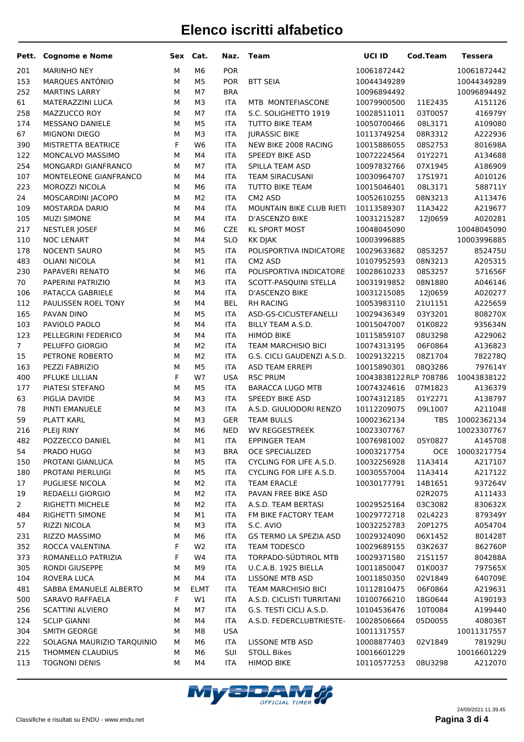# Elenco iscritti alfabetico

| Pett. | Cognome e Nome | Sex | Cat. | Naz. | Team | UCI ID | Cod.Team | Tessera |
|---|---|---|---|---|---|---|---|---|
| 201 | MARINHO NEY | M | M6 | POR | | 10061872442 | | 10061872442 |
| 153 | MARQUES ANTÓNIO | M | M5 | POR | BTT SEIA | 10044349289 | | 10044349289 |
| 252 | MARTINS LARRY | M | M7 | BRA | | 10096894492 | | 10096894492 |
| 61 | MATERAZZINI LUCA | M | M3 | ITA | MTB MONTEFIASCONE | 10079900500 | 11E2435 | A151126 |
| 258 | MAZZUCCO ROY | M | M7 | ITA | S.C. SOLIGHETTO 1919 | 10028511011 | 03T0057 | 416979Y |
| 174 | MESSANO DANIELE | M | M5 | ITA | TUTTO BIKE TEAM | 10050700466 | 08L3171 | A109080 |
| 67 | MIGNONI DIEGO | M | M3 | ITA | JURASSIC BIKE | 10113749254 | 08R3312 | A222936 |
| 390 | MISTRETTA BEATRICE | F | W6 | ITA | NEW BIKE 2008 RACING | 10015886055 | 08S2753 | 801698A |
| 122 | MONCALVO MASSIMO | M | M4 | ITA | SPEEDY BIKE ASD | 10072224564 | 01Y2271 | A134688 |
| 254 | MONGARDI GIANFRANCO | M | M7 | ITA | SPILLA TEAM ASD | 10097832766 | 07X1945 | A186909 |
| 107 | MONTELEONE GIANFRANCO | M | M4 | ITA | TEAM SIRACUSANI | 10030964707 | 17S1971 | A010126 |
| 223 | MOROZZI NICOLA | M | M6 | ITA | TUTTO BIKE TEAM | 10015046401 | 08L3171 | 588711Y |
| 24 | MOSCARDINI JACOPO | M | M2 | ITA | CM2 ASD | 10052610255 | 08N3213 | A113476 |
| 109 | MOSTARDA DARIO | M | M4 | ITA | MOUNTAIN BIKE CLUB RIETI | 10113589307 | 11A3422 | A219677 |
| 105 | MUZI SIMONE | M | M4 | ITA | D'ASCENZO BIKE | 10031215287 | 12J0659 | A020281 |
| 217 | NESTLER JOSEF | M | M6 | CZE | KL SPORT MOST | 10048045090 | | 10048045090 |
| 110 | NOC LENART | M | M4 | SLO | KK DJAK | 10003996885 | | 10003996885 |
| 178 | NOCENTI SAURO | M | M5 | ITA | POLISPORTIVA INDICATORE | 10029633682 | 08S3257 | 852475U |
| 483 | OLIANI NICOLA | M | M1 | ITA | CM2 ASD | 10107952593 | 08N3213 | A205315 |
| 230 | PAPAVERI RENATO | M | M6 | ITA | POLISPORTIVA INDICATORE | 10028610233 | 08S3257 | 571656F |
| 70 | PAPERINI PATRIZIO | M | M3 | ITA | SCOTT-PASQUINI STELLA | 10031919852 | 08N1880 | A046146 |
| 106 | PATACCA GABRIELE | M | M4 | ITA | D'ASCENZO BIKE | 10031215085 | 12J0659 | A020277 |
| 112 | PAULISSEN ROEL TONY | M | M4 | BEL | RH RACING | 10053983110 | 21U1151 | A225659 |
| 165 | PAVAN DINO | M | M5 | ITA | ASD-GS-CICLISTEFANELLI | 10029436349 | 03Y3201 | 808270X |
| 103 | PAVIOLO PAOLO | M | M4 | ITA | BILLY TEAM A.S.D. | 10015047007 | 01K0822 | 935634N |
| 123 | PELLEGRINI FEDERICO | M | M4 | ITA | HIMOD BIKE | 10115859107 | 08U3298 | A229062 |
| 7 | PELUFFO GIORGIO | M | M2 | ITA | TEAM MARCHISIO BICI | 10074313195 | 06F0864 | A136823 |
| 15 | PETRONE ROBERTO | M | M2 | ITA | G.S. CICLI GAUDENZI A.S.D. | 10029132215 | 08Z1704 | 782278Q |
| 163 | PEZZI FABRIZIO | M | M5 | ITA | ASD TEAM ERREPI | 10015890301 | 08Q3286 | 797614Y |
| 400 | PFLUKE LILLIAN | F | W7 | USA | RSC PRUM | 10043838122 | RLP 708786 | 10043838122 |
| 177 | PIATESI STEFANO | M | M5 | ITA | BARACCA LUGO MTB | 10074324616 | 07M1823 | A136379 |
| 63 | PIGLIA DAVIDE | M | M3 | ITA | SPEEDY BIKE ASD | 10074312185 | 01Y2271 | A138797 |
| 78 | PINTI EMANUELE | M | M3 | ITA | A.S.D. GIULIODORI RENZO | 10112209075 | 09L1007 | A211048 |
| 59 | PLATT KARL | M | M3 | GER | TEAM BULLS | 10002362134 | TBS | 10002362134 |
| 216 | PLEIJ RINY | M | M6 | NED | WV REGGESTREEK | 10023307767 | | 10023307767 |
| 482 | POZZECCO DANIEL | M | M1 | ITA | EPPINGER TEAM | 10076981002 | 05Y0827 | A145708 |
| 54 | PRADO HUGO | M | M3 | BRA | OCE SPECIALIZED | 10003217754 | OCE | 10003217754 |
| 150 | PROTANI GIANLUCA | M | M5 | ITA | CYCLING FOR LIFE A.S.D. | 10032256928 | 11A3414 | A217107 |
| 180 | PROTANI PIERLUIGI | M | M5 | ITA | CYCLING FOR LIFE A.S.D. | 10030557004 | 11A3414 | A217122 |
| 17 | PUGLIESE NICOLA | M | M2 | ITA | TEAM ERACLE | 10030177791 | 14B1651 | 937264V |
| 19 | REDAELLI GIORGIO | M | M2 | ITA | PAVAN FREE BIKE ASD | | 02R2075 | A111433 |
| 2 | RIGHETTI MICHELE | M | M2 | ITA | A.S.D. TEAM BERTASI | 10029525164 | 03C3082 | 830632X |
| 484 | RIGHETTI SIMONE | M | M1 | ITA | FM BIKE FACTORY TEAM | 10029772718 | 02L4223 | 879349Y |
| 57 | RIZZI NICOLA | M | M3 | ITA | S.C. AVIO | 10032252783 | 20P1275 | A054704 |
| 231 | RIZZO MASSIMO | M | M6 | ITA | GS TERMO LA SPEZIA ASD | 10029324090 | 06X1452 | 801428T |
| 352 | ROCCA VALENTINA | F | W2 | ITA | TEAM TODESCO | 10029689155 | 03K2637 | 862760P |
| 373 | ROMANELLO PATRIZIA | F | W4 | ITA | TORPADO-SÜDTIROL MTB | 10029371580 | 21S1157 | 804288A |
| 305 | RONDI GIUSEPPE | M | M9 | ITA | U.C.A.B. 1925 BIELLA | 10011850047 | 01K0037 | 797565X |
| 104 | ROVERA LUCA | M | M4 | ITA | LISSONE MTB ASD | 10011850350 | 02V1849 | 640709E |
| 481 | SABBA EMANUELE ALBERTO | M | ELMT | ITA | TEAM MARCHISIO BICI | 10112810475 | 06F0864 | A219631 |
| 500 | SARAVO RAFFAELA | F | W1 | ITA | A.S.D. CICLISTI TURRITANI | 10100766210 | 18G0644 | A190193 |
| 256 | SCATTINI ALVIERO | M | M7 | ITA | G.S. TESTI CICLI A.S.D. | 10104536476 | 10T0084 | A199440 |
| 124 | SCLIP GIANNI | M | M4 | ITA | A.S.D. FEDERCLUBTRIESTE- | 10028506664 | 05D0055 | 408036T |
| 304 | SMITH GEORGE | M | M8 | USA | | 10011317557 | | 10011317557 |
| 222 | SOLAGNA MAURIZIO TARQUINIO | M | M6 | ITA | LISSONE MTB ASD | 10008877403 | 02V1849 | 781929U |
| 215 | THOMMEN CLAUDIUS | M | M6 | SUI | STOLL Bikes | 10016601229 | | 10016601229 |
| 113 | TOGNONI DENIS | M | M4 | ITA | HIMOD BIKE | 10110577253 | 08U3298 | A212070 |

Classifiche e risultati su ENDU - www.endu.net

24/09/2021 11.39.45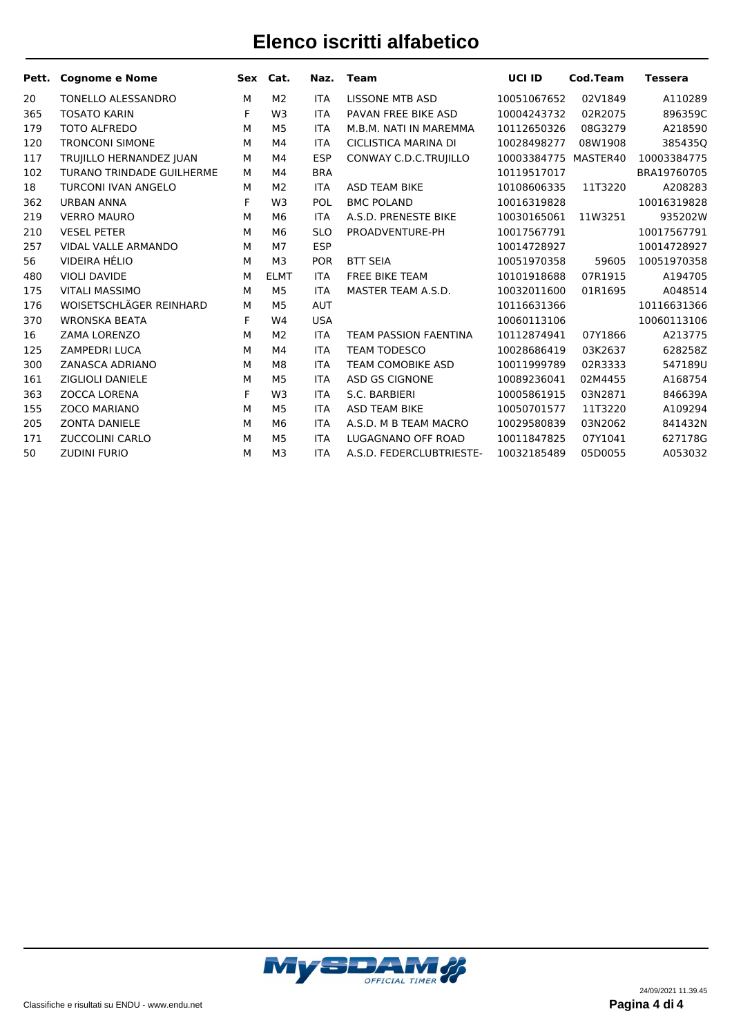# Elenco iscritti alfabetico

| Pett. | Cognome e Nome | Sex | Cat. | Naz. | Team | UCI ID | Cod.Team | Tessera |
|---|---|---|---|---|---|---|---|---|
| 20 | TONELLO ALESSANDRO | M | M2 | ITA | LISSONE MTB ASD | 10051067652 | 02V1849 | A110289 |
| 365 | TOSATO KARIN | F | W3 | ITA | PAVAN FREE BIKE ASD | 10004243732 | 02R2075 | 896359C |
| 179 | TOTO ALFREDO | M | M5 | ITA | M.B.M. NATI IN MAREMMA | 10112650326 | 08G3279 | A218590 |
| 120 | TRONCONI SIMONE | M | M4 | ITA | CICLISTICA MARINA DI | 10028498277 | 08W1908 | 385435Q |
| 117 | TRUJILLO HERNANDEZ JUAN | M | M4 | ESP | CONWAY C.D.C.TRUJILLO | 10003384775 | MASTER40 | 10003384775 |
| 102 | TURANO TRINDADE GUILHERME | M | M4 | BRA | | 10119517017 | | BRA19760705 |
| 18 | TURCONI IVAN ANGELO | M | M2 | ITA | ASD TEAM BIKE | 10108606335 | 11T3220 | A208283 |
| 362 | URBAN ANNA | F | W3 | POL | BMC POLAND | 10016319828 | | 10016319828 |
| 219 | VERRO MAURO | M | M6 | ITA | A.S.D. PRENESTE BIKE | 10030165061 | 11W3251 | 935202W |
| 210 | VESEL PETER | M | M6 | SLO | PROADVENTURE-PH | 10017567791 | | 10017567791 |
| 257 | VIDAL VALLE ARMANDO | M | M7 | ESP | | 10014728927 | | 10014728927 |
| 56 | VIDEIRA HÉLIO | M | M3 | POR | BTT SEIA | 10051970358 | 59605 | 10051970358 |
| 480 | VIOLI DAVIDE | M | ELMT | ITA | FREE BIKE TEAM | 10101918688 | 07R1915 | A194705 |
| 175 | VITALI MASSIMO | M | M5 | ITA | MASTER TEAM A.S.D. | 10032011600 | 01R1695 | A048514 |
| 176 | WOISETSCHLÄGER REINHARD | M | M5 | AUT | | 10116631366 | | 10116631366 |
| 370 | WRONSKA BEATA | F | W4 | USA | | 10060113106 | | 10060113106 |
| 16 | ZAMA LORENZO | M | M2 | ITA | TEAM PASSION FAENTINA | 10112874941 | 07Y1866 | A213775 |
| 125 | ZAMPEDRI LUCA | M | M4 | ITA | TEAM TODESCO | 10028686419 | 03K2637 | 628258Z |
| 300 | ZANASCA ADRIANO | M | M8 | ITA | TEAM COMOBIKE ASD | 10011999789 | 02R3333 | 547189U |
| 161 | ZIGLIOLI DANIELE | M | M5 | ITA | ASD GS CIGNONE | 10089236041 | 02M4455 | A168754 |
| 363 | ZOCCA LORENA | F | W3 | ITA | S.C. BARBIERI | 10005861915 | 03N2871 | 846639A |
| 155 | ZOCO MARIANO | M | M5 | ITA | ASD TEAM BIKE | 10050701577 | 11T3220 | A109294 |
| 205 | ZONTA DANIELE | M | M6 | ITA | A.S.D. M B TEAM MACRO | 10029580839 | 03N2062 | 841432N |
| 171 | ZUCCOLINI CARLO | M | M5 | ITA | LUGAGNANO OFF ROAD | 10011847825 | 07Y1041 | 627178G |
| 50 | ZUDINI FURIO | M | M3 | ITA | A.S.D. FEDERCLUBTRIESTE- | 10032185489 | 05D0055 | A053032 |

Classifiche e risultati su ENDU - www.endu.net

24/09/2021 11.39.45